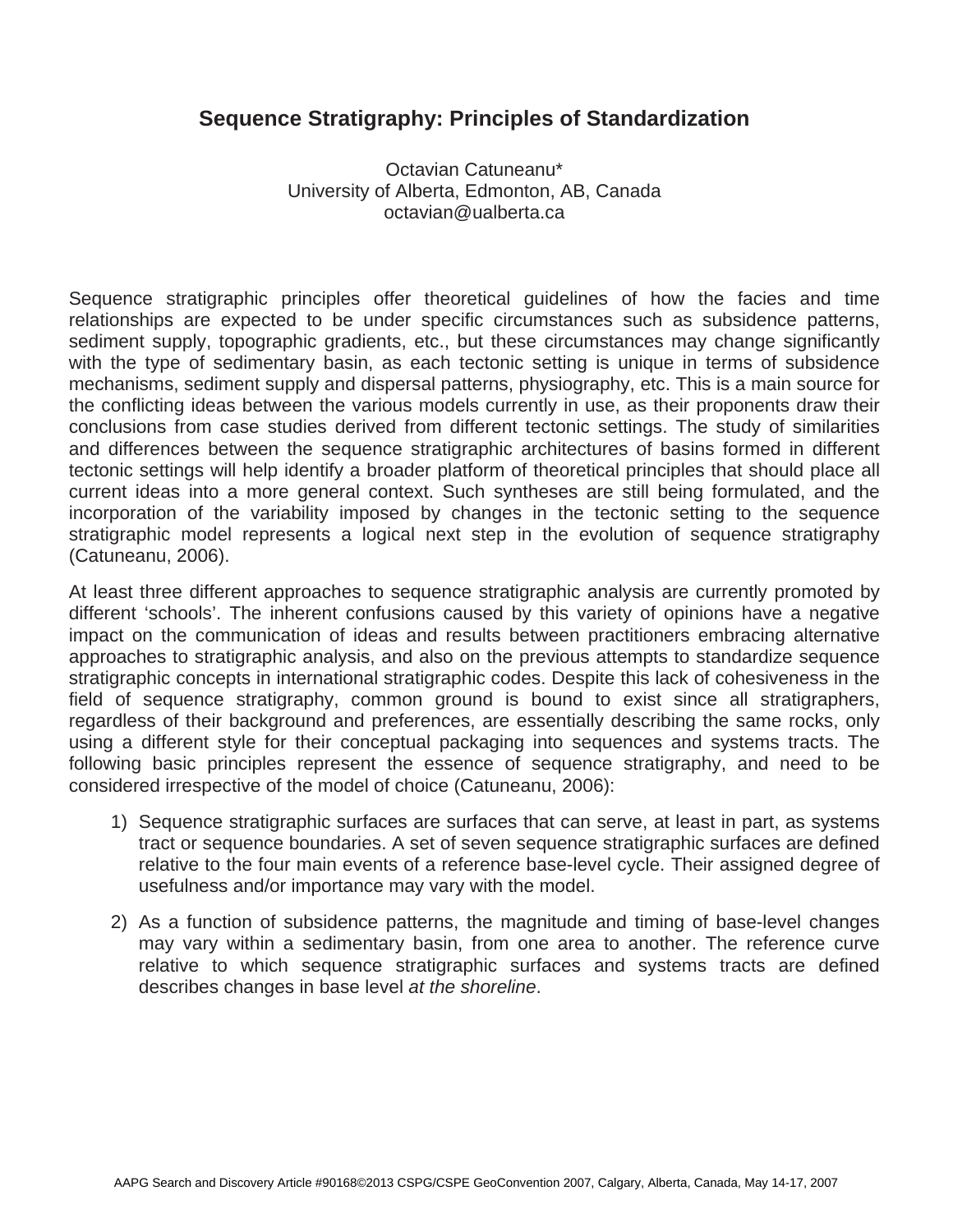# Sequence Stratigraphy: Principles of Standardization

Octavian Catuneanu*
University of Alberta, Edmonton, AB, Canada
octavian@ualberta.ca

Sequence stratigraphic principles offer theoretical guidelines of how the facies and time relationships are expected to be under specific circumstances such as subsidence patterns, sediment supply, topographic gradients, etc., but these circumstances may change significantly with the type of sedimentary basin, as each tectonic setting is unique in terms of subsidence mechanisms, sediment supply and dispersal patterns, physiography, etc. This is a main source for the conflicting ideas between the various models currently in use, as their proponents draw their conclusions from case studies derived from different tectonic settings. The study of similarities and differences between the sequence stratigraphic architectures of basins formed in different tectonic settings will help identify a broader platform of theoretical principles that should place all current ideas into a more general context. Such syntheses are still being formulated, and the incorporation of the variability imposed by changes in the tectonic setting to the sequence stratigraphic model represents a logical next step in the evolution of sequence stratigraphy (Catuneanu, 2006).

At least three different approaches to sequence stratigraphic analysis are currently promoted by different 'schools'. The inherent confusions caused by this variety of opinions have a negative impact on the communication of ideas and results between practitioners embracing alternative approaches to stratigraphic analysis, and also on the previous attempts to standardize sequence stratigraphic concepts in international stratigraphic codes. Despite this lack of cohesiveness in the field of sequence stratigraphy, common ground is bound to exist since all stratigraphers, regardless of their background and preferences, are essentially describing the same rocks, only using a different style for their conceptual packaging into sequences and systems tracts. The following basic principles represent the essence of sequence stratigraphy, and need to be considered irrespective of the model of choice (Catuneanu, 2006):

1) Sequence stratigraphic surfaces are surfaces that can serve, at least in part, as systems tract or sequence boundaries. A set of seven sequence stratigraphic surfaces are defined relative to the four main events of a reference base-level cycle. Their assigned degree of usefulness and/or importance may vary with the model.

2) As a function of subsidence patterns, the magnitude and timing of base-level changes may vary within a sedimentary basin, from one area to another. The reference curve relative to which sequence stratigraphic surfaces and systems tracts are defined describes changes in base level *at the shoreline*.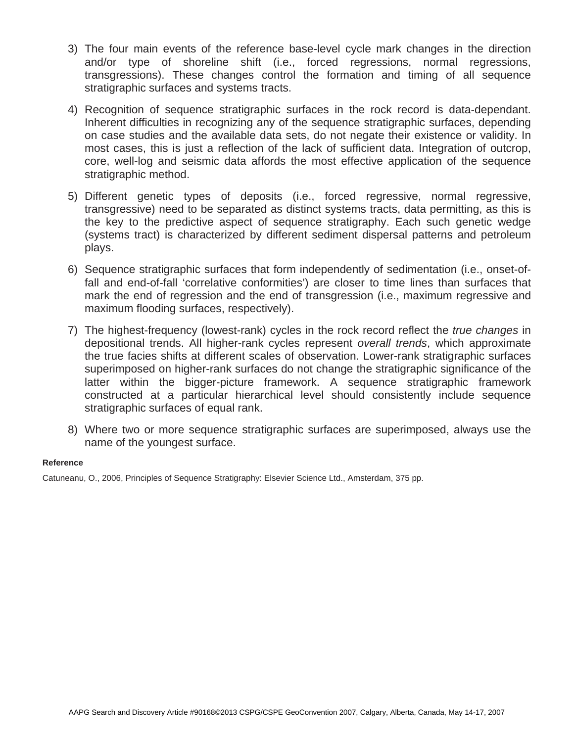3) The four main events of the reference base-level cycle mark changes in the direction and/or type of shoreline shift (i.e., forced regressions, normal regressions, transgressions). These changes control the formation and timing of all sequence stratigraphic surfaces and systems tracts.

4) Recognition of sequence stratigraphic surfaces in the rock record is data-dependant. Inherent difficulties in recognizing any of the sequence stratigraphic surfaces, depending on case studies and the available data sets, do not negate their existence or validity. In most cases, this is just a reflection of the lack of sufficient data. Integration of outcrop, core, well-log and seismic data affords the most effective application of the sequence stratigraphic method.

5) Different genetic types of deposits (i.e., forced regressive, normal regressive, transgressive) need to be separated as distinct systems tracts, data permitting, as this is the key to the predictive aspect of sequence stratigraphy. Each such genetic wedge (systems tract) is characterized by different sediment dispersal patterns and petroleum plays.

6) Sequence stratigraphic surfaces that form independently of sedimentation (i.e., onset-of-fall and end-of-fall 'correlative conformities') are closer to time lines than surfaces that mark the end of regression and the end of transgression (i.e., maximum regressive and maximum flooding surfaces, respectively).

7) The highest-frequency (lowest-rank) cycles in the rock record reflect the *true changes* in depositional trends. All higher-rank cycles represent *overall trends*, which approximate the true facies shifts at different scales of observation. Lower-rank stratigraphic surfaces superimposed on higher-rank surfaces do not change the stratigraphic significance of the latter within the bigger-picture framework. A sequence stratigraphic framework constructed at a particular hierarchical level should consistently include sequence stratigraphic surfaces of equal rank.

8) Where two or more sequence stratigraphic surfaces are superimposed, always use the name of the youngest surface.

**Reference**

Catuneanu, O., 2006, Principles of Sequence Stratigraphy: Elsevier Science Ltd., Amsterdam, 375 pp.